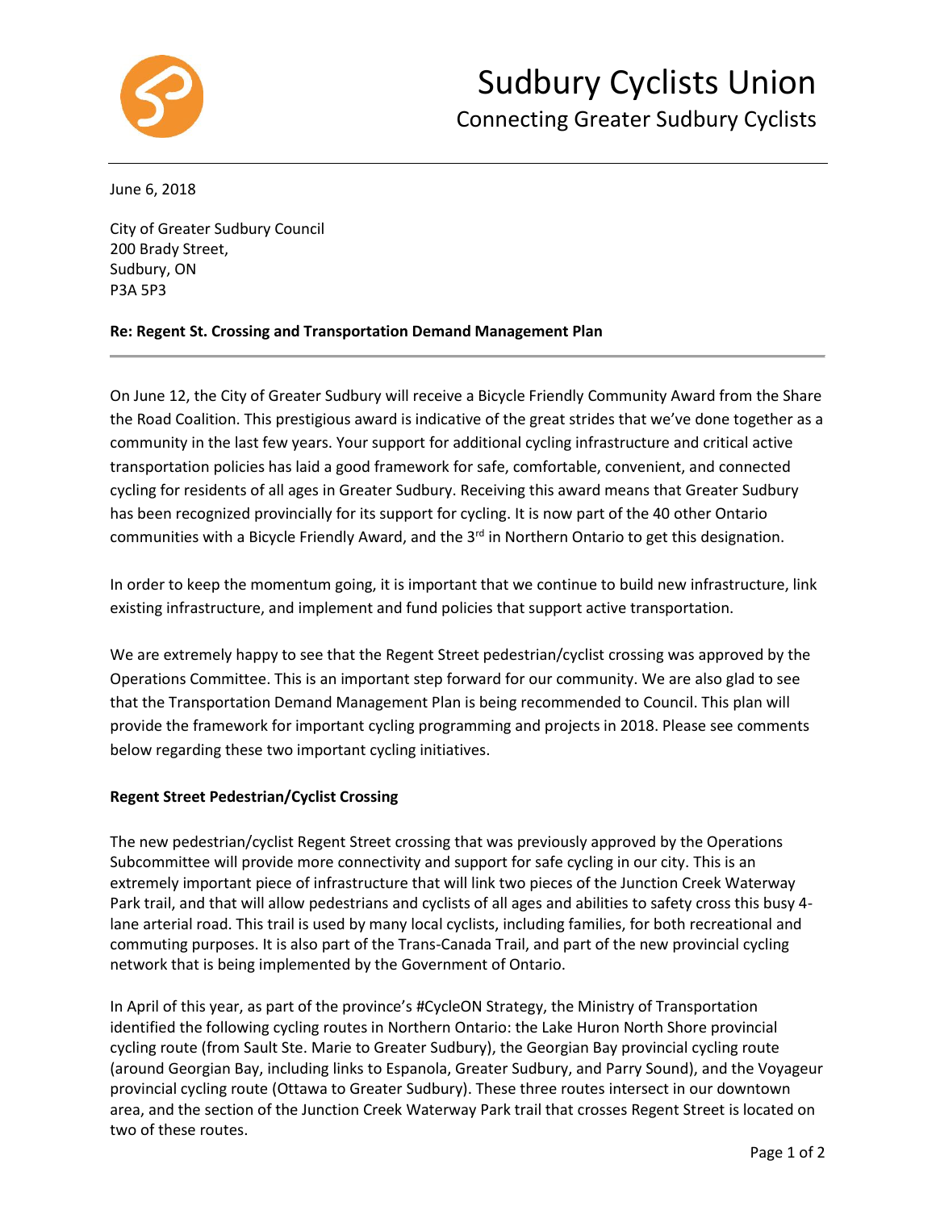# Sudbury Cyclists Union

Connecting Greater Sudbury Cyclists

June 6, 2018

City of Greater Sudbury Council
200 Brady Street,
Sudbury, ON
P3A 5P3

**Re: Regent St. Crossing and Transportation Demand Management Plan**

On June 12, the City of Greater Sudbury will receive a Bicycle Friendly Community Award from the Share the Road Coalition. This prestigious award is indicative of the great strides that we've done together as a community in the last few years. Your support for additional cycling infrastructure and critical active transportation policies has laid a good framework for safe, comfortable, convenient, and connected cycling for residents of all ages in Greater Sudbury. Receiving this award means that Greater Sudbury has been recognized provincially for its support for cycling. It is now part of the 40 other Ontario communities with a Bicycle Friendly Award, and the 3rd in Northern Ontario to get this designation.

In order to keep the momentum going, it is important that we continue to build new infrastructure, link existing infrastructure, and implement and fund policies that support active transportation.

We are extremely happy to see that the Regent Street pedestrian/cyclist crossing was approved by the Operations Committee. This is an important step forward for our community. We are also glad to see that the Transportation Demand Management Plan is being recommended to Council. This plan will provide the framework for important cycling programming and projects in 2018. Please see comments below regarding these two important cycling initiatives.

**Regent Street Pedestrian/Cyclist Crossing**

The new pedestrian/cyclist Regent Street crossing that was previously approved by the Operations Subcommittee will provide more connectivity and support for safe cycling in our city. This is an extremely important piece of infrastructure that will link two pieces of the Junction Creek Waterway Park trail, and that will allow pedestrians and cyclists of all ages and abilities to safety cross this busy 4-lane arterial road. This trail is used by many local cyclists, including families, for both recreational and commuting purposes. It is also part of the Trans-Canada Trail, and part of the new provincial cycling network that is being implemented by the Government of Ontario.

In April of this year, as part of the province's #CycleON Strategy, the Ministry of Transportation identified the following cycling routes in Northern Ontario: the Lake Huron North Shore provincial cycling route (from Sault Ste. Marie to Greater Sudbury), the Georgian Bay provincial cycling route (around Georgian Bay, including links to Espanola, Greater Sudbury, and Parry Sound), and the Voyageur provincial cycling route (Ottawa to Greater Sudbury). These three routes intersect in our downtown area, and the section of the Junction Creek Waterway Park trail that crosses Regent Street is located on two of these routes.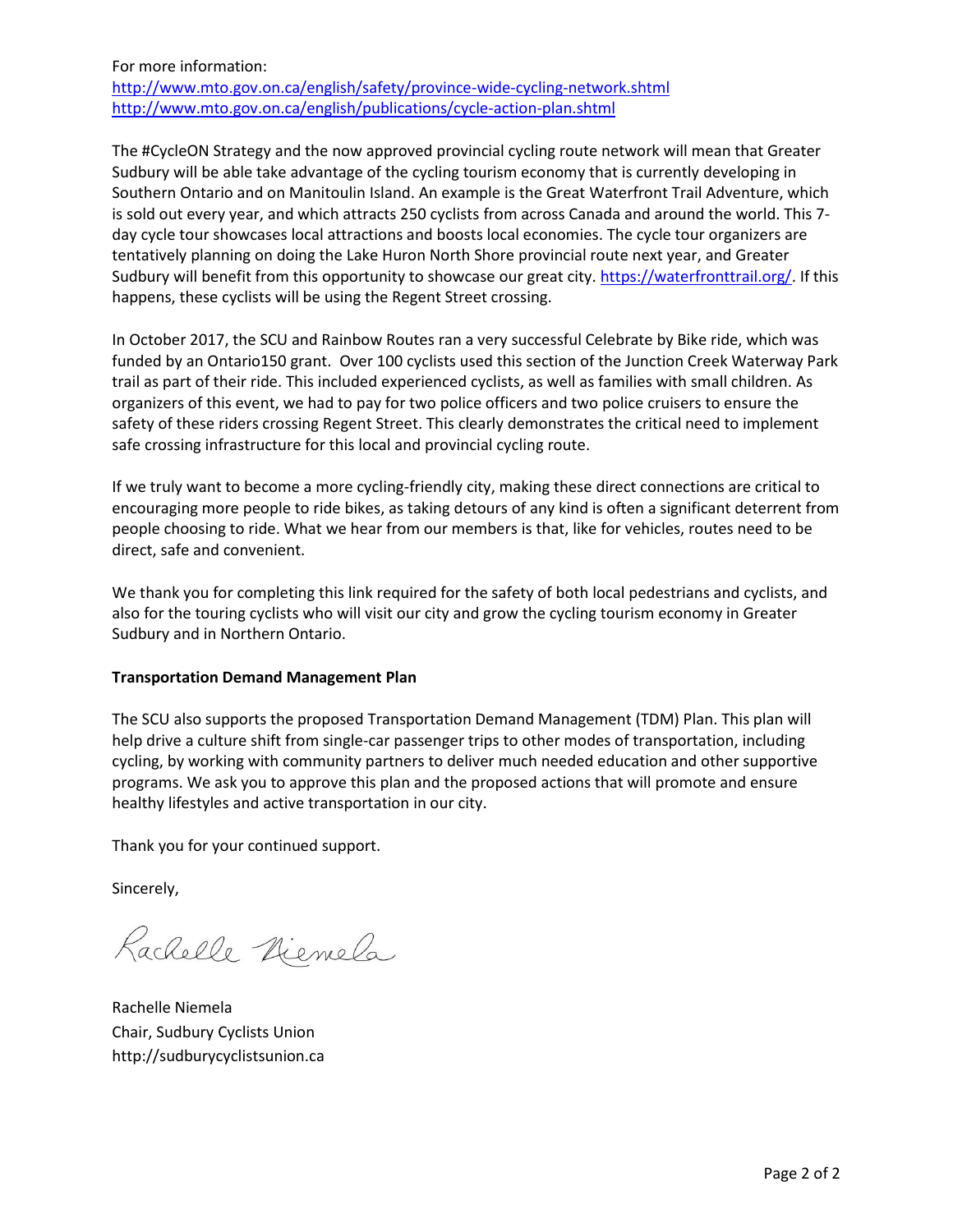For more information:
http://www.mto.gov.on.ca/english/safety/province-wide-cycling-network.shtml
http://www.mto.gov.on.ca/english/publications/cycle-action-plan.shtml

The #CycleON Strategy and the now approved provincial cycling route network will mean that Greater Sudbury will be able take advantage of the cycling tourism economy that is currently developing in Southern Ontario and on Manitoulin Island. An example is the Great Waterfront Trail Adventure, which is sold out every year, and which attracts 250 cyclists from across Canada and around the world. This 7-day cycle tour showcases local attractions and boosts local economies. The cycle tour organizers are tentatively planning on doing the Lake Huron North Shore provincial route next year, and Greater Sudbury will benefit from this opportunity to showcase our great city. https://waterfronttrail.org/. If this happens, these cyclists will be using the Regent Street crossing.

In October 2017, the SCU and Rainbow Routes ran a very successful Celebrate by Bike ride, which was funded by an Ontario150 grant. Over 100 cyclists used this section of the Junction Creek Waterway Park trail as part of their ride. This included experienced cyclists, as well as families with small children. As organizers of this event, we had to pay for two police officers and two police cruisers to ensure the safety of these riders crossing Regent Street. This clearly demonstrates the critical need to implement safe crossing infrastructure for this local and provincial cycling route.

If we truly want to become a more cycling-friendly city, making these direct connections are critical to encouraging more people to ride bikes, as taking detours of any kind is often a significant deterrent from people choosing to ride. What we hear from our members is that, like for vehicles, routes need to be direct, safe and convenient.

We thank you for completing this link required for the safety of both local pedestrians and cyclists, and also for the touring cyclists who will visit our city and grow the cycling tourism economy in Greater Sudbury and in Northern Ontario.

**Transportation Demand Management Plan**

The SCU also supports the proposed Transportation Demand Management (TDM) Plan. This plan will help drive a culture shift from single-car passenger trips to other modes of transportation, including cycling, by working with community partners to deliver much needed education and other supportive programs. We ask you to approve this plan and the proposed actions that will promote and ensure healthy lifestyles and active transportation in our city.

Thank you for your continued support.

Sincerely,

Rachelle Niemela

Rachelle Niemela
Chair, Sudbury Cyclists Union
http://sudburycyclistsunion.ca